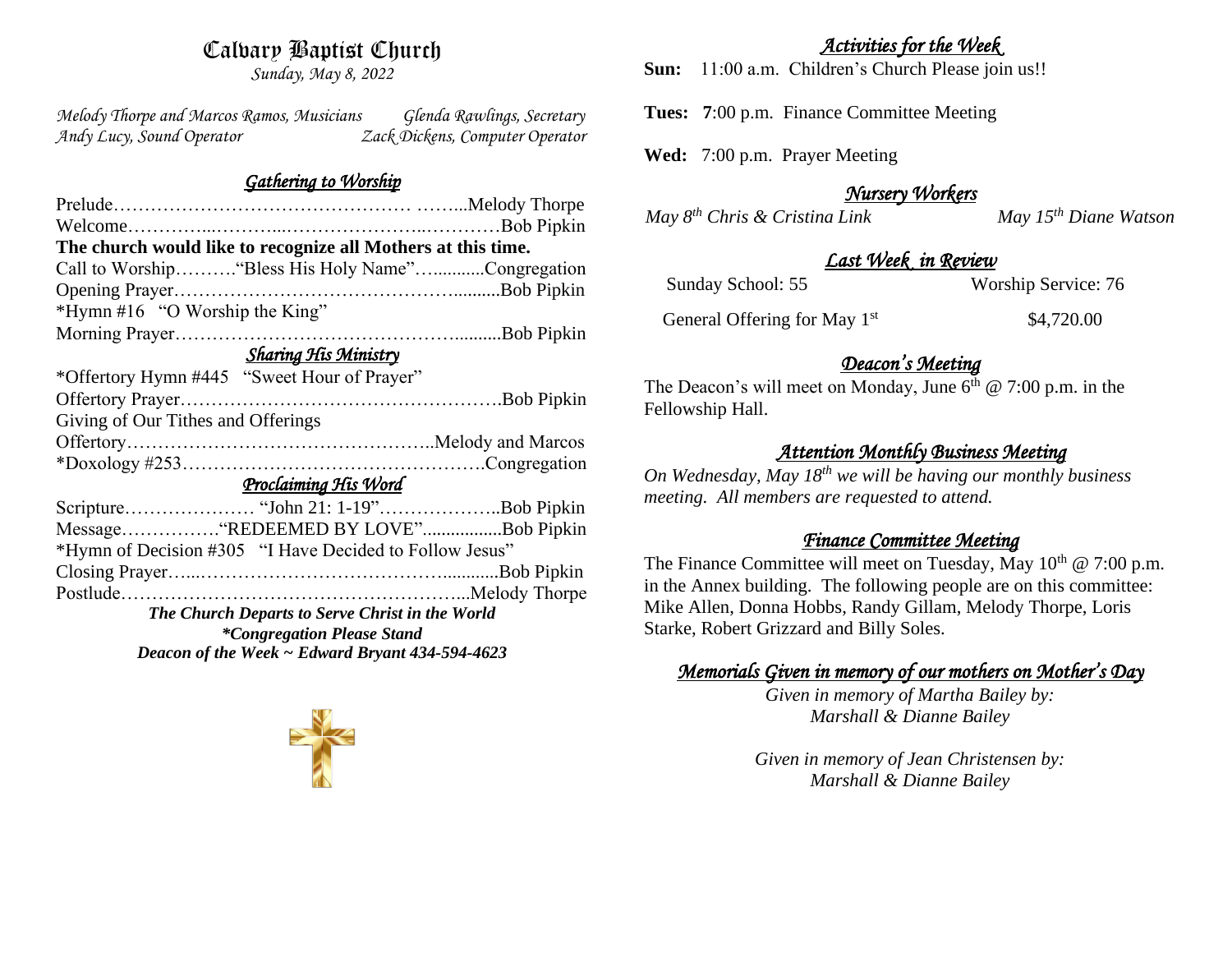# Calvary Baptist Church

*Sunday, May 8, 2022*

*Melody Thorpe and Marcos Ramos, Musicians* | *Glenda Rawlings, Secretary*
*Andy Lucy, Sound Operator* | *Zack Dickens, Computer Operator*

## *Gathering to Worship*

Prelude……………………………………… ……...Melody Thorpe
Welcome…………...………...…………………...…………Bob Pipkin
**The church would like to recognize all Mothers at this time.**
Call to Worship……….“Bless His Holy Name”…..........Congregation
Opening Prayer……………………………………..........Bob Pipkin
*Hymn #16 "O Worship the King"
Morning Prayer……………………………………..........Bob Pipkin

## *Sharing His Ministry*

*Offertory Hymn #445 "Sweet Hour of Prayer"
Offertory Prayer…………………………………………….Bob Pipkin
Giving of Our Tithes and Offerings
Offertory…………………………………………..Melody and Marcos
*Doxology #253………………………………………….Congregation

## *Proclaiming His Word*

Scripture………………… "John 21: 1-19"………………..Bob Pipkin
Message…………….“REDEEMED BY LOVE”.................Bob Pipkin
*Hymn of Decision #305 "I Have Decided to Follow Jesus"
Closing Prayer…...………………………………............Bob Pipkin
Postlude…………………………………………………...Melody Thorpe

***The Church Departs to Serve Christ in the World***
***\*Congregation Please Stand***
***Deacon of the Week ~ Edward Bryant 434-594-4623***

## *Activities for the Week*

**Sun:** 11:00 a.m. Children's Church Please join us!!

**Tues:** **7**:00 p.m. Finance Committee Meeting

**Wed:** 7:00 p.m. Prayer Meeting

## *Nursery Workers*

*May 8th Chris & Cristina Link* | *May 15th Diane Watson*

## *Last Week in Review*

| | |
|---|---|
| Sunday School: 55 | Worship Service: 76 |
| General Offering for May 1st | $4,720.00 |

## *Deacon's Meeting*

The Deacon's will meet on Monday, June 6th @ 7:00 p.m. in the Fellowship Hall.

## *Attention Monthly Business Meeting*

*On Wednesday, May 18th we will be having our monthly business meeting. All members are requested to attend.*

## *Finance Committee Meeting*

The Finance Committee will meet on Tuesday, May 10th @ 7:00 p.m. in the Annex building. The following people are on this committee: Mike Allen, Donna Hobbs, Randy Gillam, Melody Thorpe, Loris Starke, Robert Grizzard and Billy Soles.

## *Memorials Given in memory of our mothers on Mother's Day*

*Given in memory of Martha Bailey by:*
*Marshall & Dianne Bailey*

*Given in memory of Jean Christensen by:*
*Marshall & Dianne Bailey*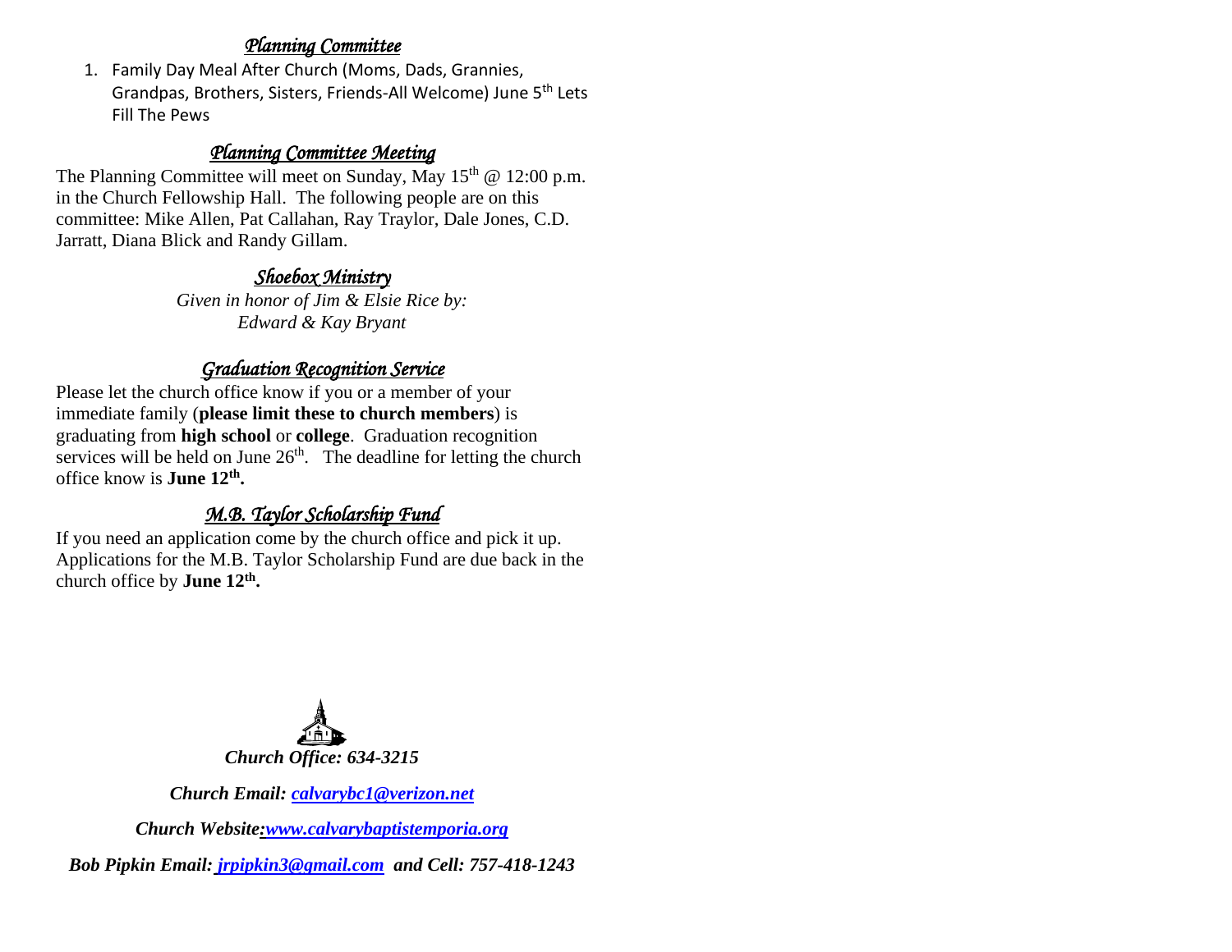## *Planning Committee*

1. Family Day Meal After Church (Moms, Dads, Grannies, Grandpas, Brothers, Sisters, Friends-All Welcome) June 5th Lets Fill The Pews

## *Planning Committee Meeting*

The Planning Committee will meet on Sunday, May 15th @ 12:00 p.m. in the Church Fellowship Hall. The following people are on this committee: Mike Allen, Pat Callahan, Ray Traylor, Dale Jones, C.D. Jarratt, Diana Blick and Randy Gillam.

## *Shoebox Ministry*

*Given in honor of Jim & Elsie Rice by:*
*Edward & Kay Bryant*

## *Graduation Recognition Service*

Please let the church office know if you or a member of your immediate family (**please limit these to church members**) is graduating from **high school** or **college**. Graduation recognition services will be held on June 26th. The deadline for letting the church office know is **June 12th.**

## *M.B. Taylor Scholarship Fund*

If you need an application come by the church office and pick it up. Applications for the M.B. Taylor Scholarship Fund are due back in the church office by **June 12th.**

***Church Office: 634-3215***

***Church Email: calvarybc1@verizon.net***

***Church Website: www.calvarybaptistemporia.org***

***Bob Pipkin Email: jrpipkin3@gmail.com and Cell: 757-418-1243***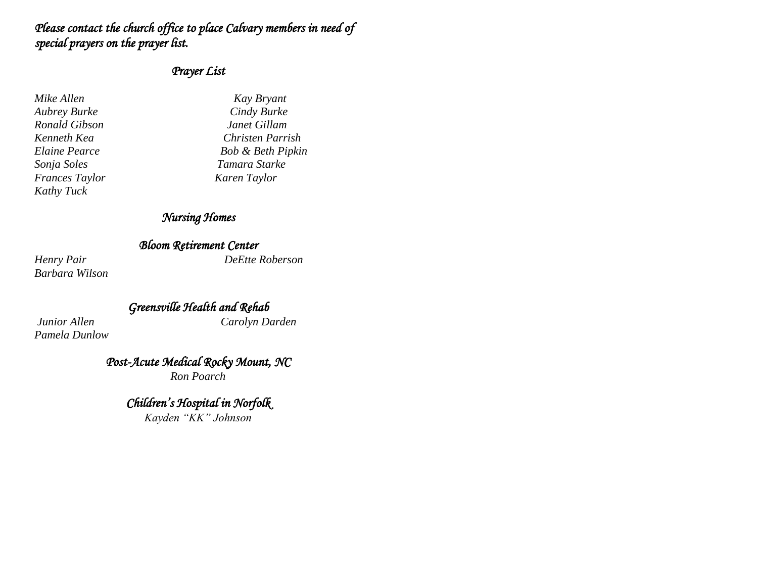*Please contact the church office to place Calvary members in need of special prayers on the prayer list.*

## *Prayer List*

*Mike Allen*
*Kay Bryant*
*Aubrey Burke*
*Cindy Burke*
*Ronald Gibson*
*Janet Gillam*
*Kenneth Kea*
*Christen Parrish*
*Elaine Pearce*
*Bob & Beth Pipkin*
*Sonja Soles*
*Tamara Starke*
*Frances Taylor*
*Karen Taylor*
*Kathy Tuck*

## *Nursing Homes*

### *Bloom Retirement Center*

*Henry Pair*
*DeEtte Roberson*
*Barbara Wilson*

### *Greensville Health and Rehab*

*Junior Allen*
*Carolyn Darden*
*Pamela Dunlow*

### *Post-Acute Medical Rocky Mount, NC*

*Ron Poarch*

### *Children's Hospital in Norfolk*

*Kayden "KK" Johnson*